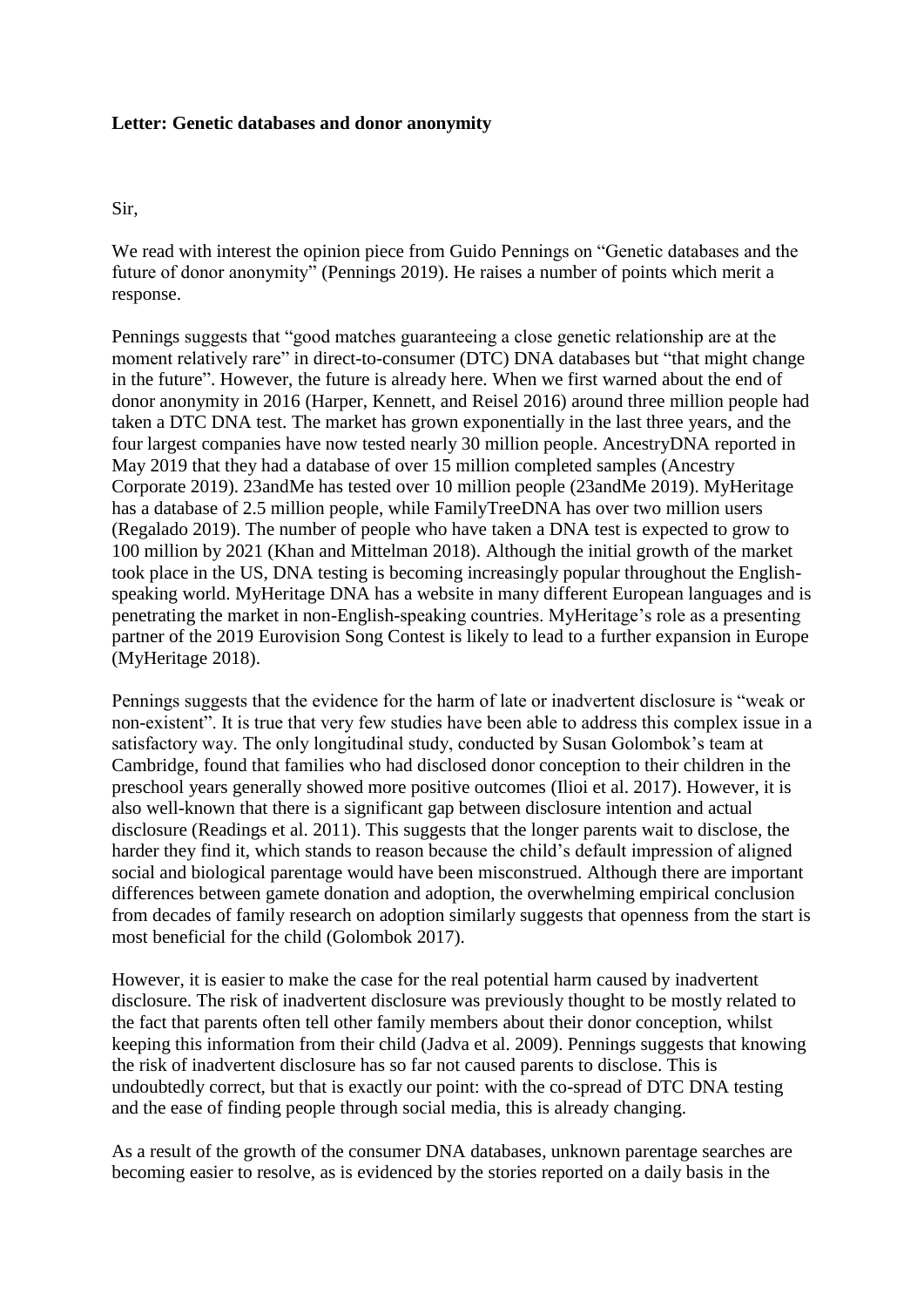**Letter: Genetic databases and donor anonymity**

Sir,

We read with interest the opinion piece from Guido Pennings on "Genetic databases and the future of donor anonymity" (Pennings 2019). He raises a number of points which merit a response.

Pennings suggests that "good matches guaranteeing a close genetic relationship are at the moment relatively rare" in direct-to-consumer (DTC) DNA databases but "that might change in the future". However, the future is already here. When we first warned about the end of donor anonymity in 2016 (Harper, Kennett, and Reisel 2016) around three million people had taken a DTC DNA test. The market has grown exponentially in the last three years, and the four largest companies have now tested nearly 30 million people. AncestryDNA reported in May 2019 that they had a database of over 15 million completed samples (Ancestry Corporate 2019). 23andMe has tested over 10 million people (23andMe 2019). MyHeritage has a database of 2.5 million people, while FamilyTreeDNA has over two million users (Regalado 2019). The number of people who have taken a DNA test is expected to grow to 100 million by 2021 (Khan and Mittelman 2018). Although the initial growth of the market took place in the US, DNA testing is becoming increasingly popular throughout the English-speaking world. MyHeritage DNA has a website in many different European languages and is penetrating the market in non-English-speaking countries. MyHeritage's role as a presenting partner of the 2019 Eurovision Song Contest is likely to lead to a further expansion in Europe (MyHeritage 2018).

Pennings suggests that the evidence for the harm of late or inadvertent disclosure is "weak or non-existent". It is true that very few studies have been able to address this complex issue in a satisfactory way. The only longitudinal study, conducted by Susan Golombok's team at Cambridge, found that families who had disclosed donor conception to their children in the preschool years generally showed more positive outcomes (Ilioi et al. 2017). However, it is also well-known that there is a significant gap between disclosure intention and actual disclosure (Readings et al. 2011). This suggests that the longer parents wait to disclose, the harder they find it, which stands to reason because the child's default impression of aligned social and biological parentage would have been misconstrued. Although there are important differences between gamete donation and adoption, the overwhelming empirical conclusion from decades of family research on adoption similarly suggests that openness from the start is most beneficial for the child (Golombok 2017).

However, it is easier to make the case for the real potential harm caused by inadvertent disclosure. The risk of inadvertent disclosure was previously thought to be mostly related to the fact that parents often tell other family members about their donor conception, whilst keeping this information from their child (Jadva et al. 2009). Pennings suggests that knowing the risk of inadvertent disclosure has so far not caused parents to disclose. This is undoubtedly correct, but that is exactly our point: with the co-spread of DTC DNA testing and the ease of finding people through social media, this is already changing.

As a result of the growth of the consumer DNA databases, unknown parentage searches are becoming easier to resolve, as is evidenced by the stories reported on a daily basis in the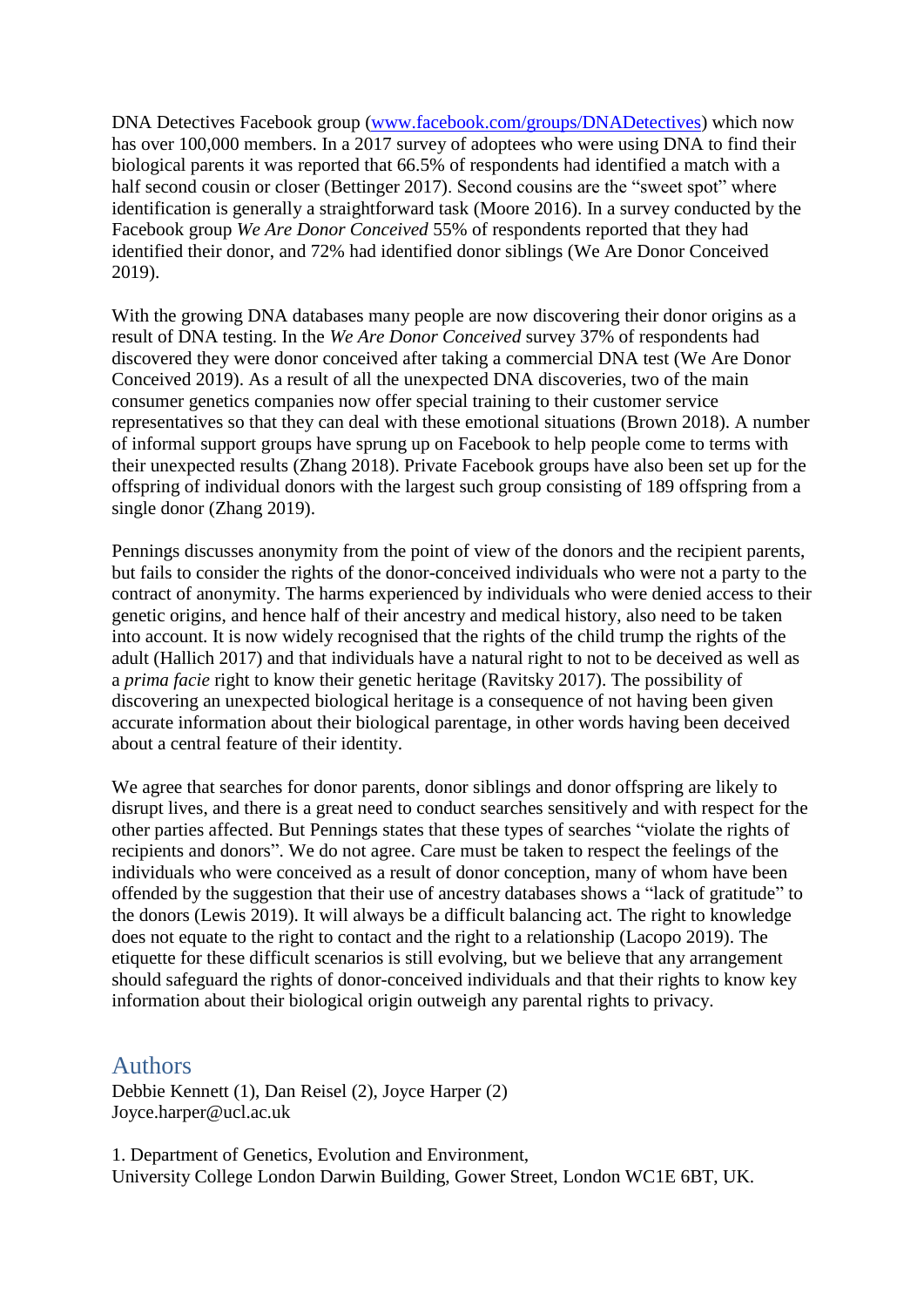DNA Detectives Facebook group (www.facebook.com/groups/DNADetectives) which now has over 100,000 members. In a 2017 survey of adoptees who were using DNA to find their biological parents it was reported that 66.5% of respondents had identified a match with a half second cousin or closer (Bettinger 2017). Second cousins are the "sweet spot" where identification is generally a straightforward task (Moore 2016). In a survey conducted by the Facebook group *We Are Donor Conceived* 55% of respondents reported that they had identified their donor, and 72% had identified donor siblings (We Are Donor Conceived 2019).

With the growing DNA databases many people are now discovering their donor origins as a result of DNA testing. In the *We Are Donor Conceived* survey 37% of respondents had discovered they were donor conceived after taking a commercial DNA test (We Are Donor Conceived 2019). As a result of all the unexpected DNA discoveries, two of the main consumer genetics companies now offer special training to their customer service representatives so that they can deal with these emotional situations (Brown 2018). A number of informal support groups have sprung up on Facebook to help people come to terms with their unexpected results (Zhang 2018). Private Facebook groups have also been set up for the offspring of individual donors with the largest such group consisting of 189 offspring from a single donor (Zhang 2019).

Pennings discusses anonymity from the point of view of the donors and the recipient parents, but fails to consider the rights of the donor-conceived individuals who were not a party to the contract of anonymity. The harms experienced by individuals who were denied access to their genetic origins, and hence half of their ancestry and medical history, also need to be taken into account. It is now widely recognised that the rights of the child trump the rights of the adult (Hallich 2017) and that individuals have a natural right to not to be deceived as well as a *prima facie* right to know their genetic heritage (Ravitsky 2017). The possibility of discovering an unexpected biological heritage is a consequence of not having been given accurate information about their biological parentage, in other words having been deceived about a central feature of their identity.

We agree that searches for donor parents, donor siblings and donor offspring are likely to disrupt lives, and there is a great need to conduct searches sensitively and with respect for the other parties affected. But Pennings states that these types of searches "violate the rights of recipients and donors". We do not agree. Care must be taken to respect the feelings of the individuals who were conceived as a result of donor conception, many of whom have been offended by the suggestion that their use of ancestry databases shows a "lack of gratitude" to the donors (Lewis 2019). It will always be a difficult balancing act. The right to knowledge does not equate to the right to contact and the right to a relationship (Lacopo 2019). The etiquette for these difficult scenarios is still evolving, but we believe that any arrangement should safeguard the rights of donor-conceived individuals and that their rights to know key information about their biological origin outweigh any parental rights to privacy.

## Authors

Debbie Kennett (1), Dan Reisel (2), Joyce Harper (2)
Joyce.harper@ucl.ac.uk

1. Department of Genetics, Evolution and Environment,
University College London Darwin Building, Gower Street, London WC1E 6BT, UK.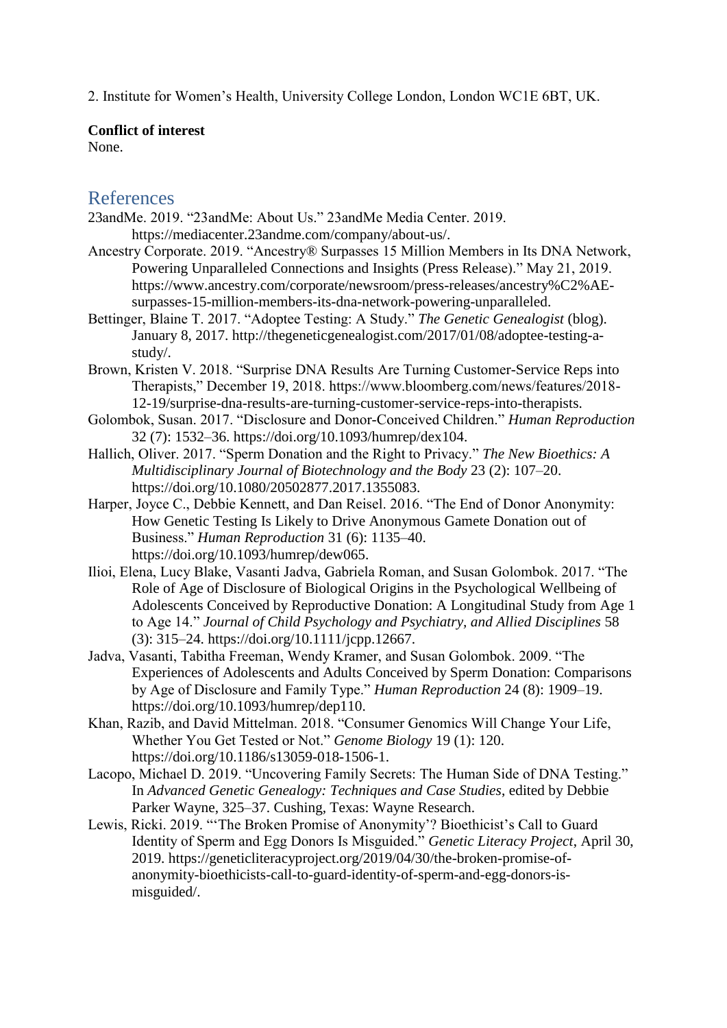2. Institute for Women's Health, University College London, London WC1E 6BT, UK.

**Conflict of interest**
None.

## References

23andMe. 2019. "23andMe: About Us." 23andMe Media Center. 2019. https://mediacenter.23andme.com/company/about-us/.

Ancestry Corporate. 2019. "Ancestry® Surpasses 15 Million Members in Its DNA Network, Powering Unparalleled Connections and Insights (Press Release)." May 21, 2019. https://www.ancestry.com/corporate/newsroom/press-releases/ancestry%C2%AE-surpasses-15-million-members-its-dna-network-powering-unparalleled.

Bettinger, Blaine T. 2017. "Adoptee Testing: A Study." *The Genetic Genealogist* (blog). January 8, 2017. http://thegeneticgenealogist.com/2017/01/08/adoptee-testing-a-study/.

Brown, Kristen V. 2018. "Surprise DNA Results Are Turning Customer-Service Reps into Therapists," December 19, 2018. https://www.bloomberg.com/news/features/2018-12-19/surprise-dna-results-are-turning-customer-service-reps-into-therapists.

Golombok, Susan. 2017. "Disclosure and Donor-Conceived Children." *Human Reproduction* 32 (7): 1532–36. https://doi.org/10.1093/humrep/dex104.

Hallich, Oliver. 2017. "Sperm Donation and the Right to Privacy." *The New Bioethics: A Multidisciplinary Journal of Biotechnology and the Body* 23 (2): 107–20. https://doi.org/10.1080/20502877.2017.1355083.

Harper, Joyce C., Debbie Kennett, and Dan Reisel. 2016. "The End of Donor Anonymity: How Genetic Testing Is Likely to Drive Anonymous Gamete Donation out of Business." *Human Reproduction* 31 (6): 1135–40. https://doi.org/10.1093/humrep/dew065.

Ilioi, Elena, Lucy Blake, Vasanti Jadva, Gabriela Roman, and Susan Golombok. 2017. "The Role of Age of Disclosure of Biological Origins in the Psychological Wellbeing of Adolescents Conceived by Reproductive Donation: A Longitudinal Study from Age 1 to Age 14." *Journal of Child Psychology and Psychiatry, and Allied Disciplines* 58 (3): 315–24. https://doi.org/10.1111/jcpp.12667.

Jadva, Vasanti, Tabitha Freeman, Wendy Kramer, and Susan Golombok. 2009. "The Experiences of Adolescents and Adults Conceived by Sperm Donation: Comparisons by Age of Disclosure and Family Type." *Human Reproduction* 24 (8): 1909–19. https://doi.org/10.1093/humrep/dep110.

Khan, Razib, and David Mittelman. 2018. "Consumer Genomics Will Change Your Life, Whether You Get Tested or Not." *Genome Biology* 19 (1): 120. https://doi.org/10.1186/s13059-018-1506-1.

Lacopo, Michael D. 2019. "Uncovering Family Secrets: The Human Side of DNA Testing." In *Advanced Genetic Genealogy: Techniques and Case Studies*, edited by Debbie Parker Wayne, 325–37. Cushing, Texas: Wayne Research.

Lewis, Ricki. 2019. "'The Broken Promise of Anonymity'? Bioethicist's Call to Guard Identity of Sperm and Egg Donors Is Misguided." *Genetic Literacy Project*, April 30, 2019. https://geneticliteracyproject.org/2019/04/30/the-broken-promise-of-anonymity-bioethicists-call-to-guard-identity-of-sperm-and-egg-donors-is-misguided/.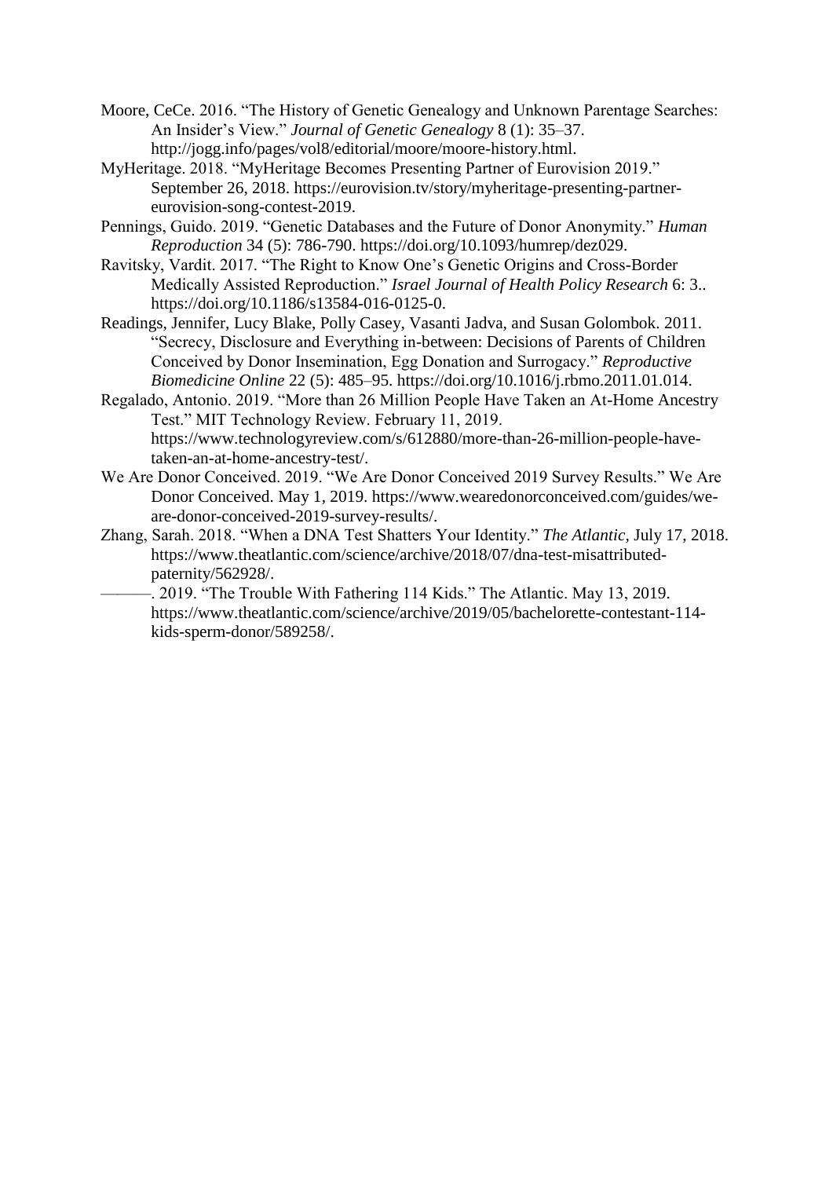Moore, CeCe. 2016. "The History of Genetic Genealogy and Unknown Parentage Searches: An Insider's View." *Journal of Genetic Genealogy* 8 (1): 35–37. http://jogg.info/pages/vol8/editorial/moore/moore-history.html.

MyHeritage. 2018. "MyHeritage Becomes Presenting Partner of Eurovision 2019." September 26, 2018. https://eurovision.tv/story/myheritage-presenting-partner-eurovision-song-contest-2019.

Pennings, Guido. 2019. "Genetic Databases and the Future of Donor Anonymity." *Human Reproduction* 34 (5): 786-790. https://doi.org/10.1093/humrep/dez029.

Ravitsky, Vardit. 2017. "The Right to Know One's Genetic Origins and Cross-Border Medically Assisted Reproduction." *Israel Journal of Health Policy Research* 6: 3.. https://doi.org/10.1186/s13584-016-0125-0.

Readings, Jennifer, Lucy Blake, Polly Casey, Vasanti Jadva, and Susan Golombok. 2011. "Secrecy, Disclosure and Everything in-between: Decisions of Parents of Children Conceived by Donor Insemination, Egg Donation and Surrogacy." *Reproductive Biomedicine Online* 22 (5): 485–95. https://doi.org/10.1016/j.rbmo.2011.01.014.

Regalado, Antonio. 2019. "More than 26 Million People Have Taken an At-Home Ancestry Test." MIT Technology Review. February 11, 2019. https://www.technologyreview.com/s/612880/more-than-26-million-people-have-taken-an-at-home-ancestry-test/.

We Are Donor Conceived. 2019. "We Are Donor Conceived 2019 Survey Results." We Are Donor Conceived. May 1, 2019. https://www.wearedonorconceived.com/guides/we-are-donor-conceived-2019-survey-results/.

Zhang, Sarah. 2018. "When a DNA Test Shatters Your Identity." *The Atlantic*, July 17, 2018. https://www.theatlantic.com/science/archive/2018/07/dna-test-misattributed-paternity/562928/.

———. 2019. "The Trouble With Fathering 114 Kids." The Atlantic. May 13, 2019. https://www.theatlantic.com/science/archive/2019/05/bachelorette-contestant-114-kids-sperm-donor/589258/.